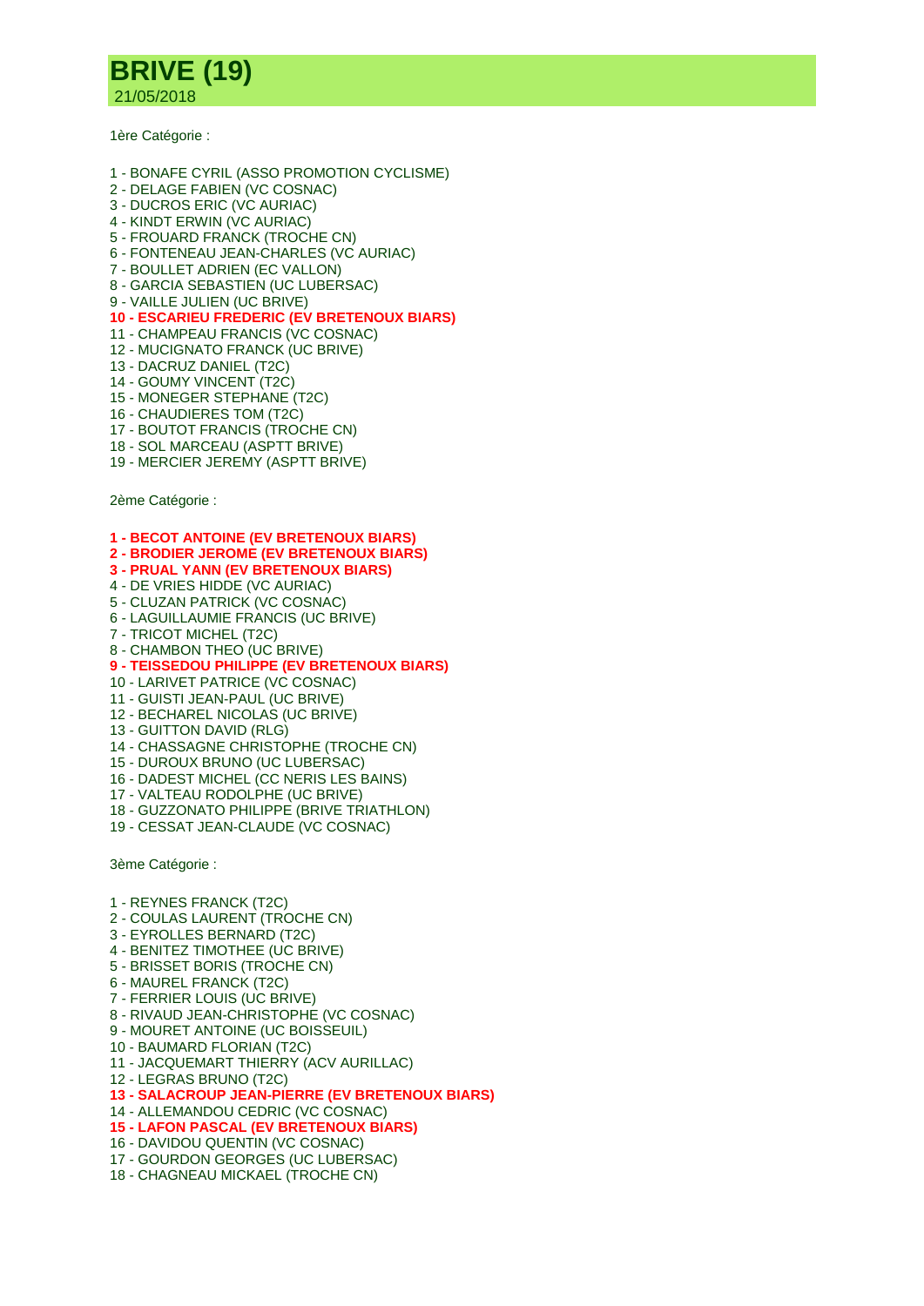# BRIVE (19)

21/05/2018

1ère Catégorie :

1 - BONAFE CYRIL (ASSO PROMOTION CYCLISME)
2 - DELAGE FABIEN (VC COSNAC)
3 - DUCROS ERIC (VC AURIAC)
4 - KINDT ERWIN (VC AURIAC)
5 - FROUARD FRANCK (TROCHE CN)
6 - FONTENEAU JEAN-CHARLES (VC AURIAC)
7 - BOULLET ADRIEN (EC VALLON)
8 - GARCIA SEBASTIEN (UC LUBERSAC)
9 - VAILLE JULIEN (UC BRIVE)
**10 - ESCARIEU FREDERIC (EV BRETENOUX BIARS)**
11 - CHAMPEAU FRANCIS (VC COSNAC)
12 - MUCIGNATO FRANCK (UC BRIVE)
13 - DACRUZ DANIEL (T2C)
14 - GOUMY VINCENT (T2C)
15 - MONEGER STEPHANE (T2C)
16 - CHAUDIERES TOM (T2C)
17 - BOUTOT FRANCIS (TROCHE CN)
18 - SOL MARCEAU (ASPTT BRIVE)
19 - MERCIER JEREMY (ASPTT BRIVE)

2ème Catégorie :

**1 - BECOT ANTOINE (EV BRETENOUX BIARS)**
**2 - BRODIER JEROME (EV BRETENOUX BIARS)**
**3 - PRUAL YANN (EV BRETENOUX BIARS)**
4 - DE VRIES HIDDE (VC AURIAC)
5 - CLUZAN PATRICK (VC COSNAC)
6 - LAGUILLAUMIE FRANCIS (UC BRIVE)
7 - TRICOT MICHEL (T2C)
8 - CHAMBON THEO (UC BRIVE)
**9 - TEISSEDOU PHILIPPE (EV BRETENOUX BIARS)**
10 - LARIVET PATRICE (VC COSNAC)
11 - GUISTI JEAN-PAUL (UC BRIVE)
12 - BECHAREL NICOLAS (UC BRIVE)
13 - GUITTON DAVID (RLG)
14 - CHASSAGNE CHRISTOPHE (TROCHE CN)
15 - DUROUX BRUNO (UC LUBERSAC)
16 - DADEST MICHEL (CC NERIS LES BAINS)
17 - VALTEAU RODOLPHE (UC BRIVE)
18 - GUZZONATO PHILIPPE (BRIVE TRIATHLON)
19 - CESSAT JEAN-CLAUDE (VC COSNAC)

3ème Catégorie :

1 - REYNES FRANCK (T2C)
2 - COULAS LAURENT (TROCHE CN)
3 - EYROLLES BERNARD (T2C)
4 - BENITEZ TIMOTHEE (UC BRIVE)
5 - BRISSET BORIS (TROCHE CN)
6 - MAUREL FRANCK (T2C)
7 - FERRIER LOUIS (UC BRIVE)
8 - RIVAUD JEAN-CHRISTOPHE (VC COSNAC)
9 - MOURET ANTOINE (UC BOISSEUIL)
10 - BAUMARD FLORIAN (T2C)
11 - JACQUEMART THIERRY (ACV AURILLAC)
12 - LEGRAS BRUNO (T2C)
**13 - SALACROUP JEAN-PIERRE (EV BRETENOUX BIARS)**
14 - ALLEMANDOU CEDRIC (VC COSNAC)
**15 - LAFON PASCAL (EV BRETENOUX BIARS)**
16 - DAVIDOU QUENTIN (VC COSNAC)
17 - GOURDON GEORGES (UC LUBERSAC)
18 - CHAGNEAU MICKAEL (TROCHE CN)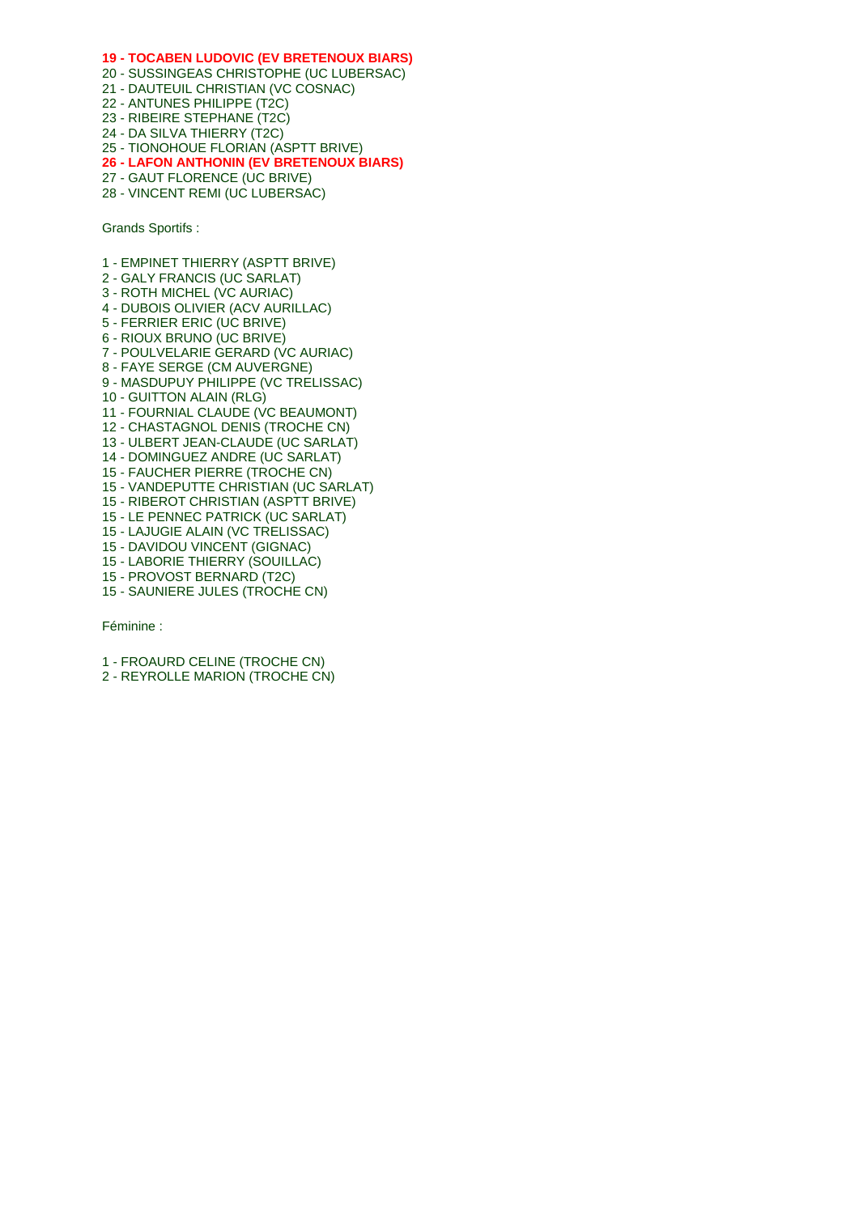**19 - TOCABEN LUDOVIC (EV BRETENOUX BIARS)**
20 - SUSSINGEAS CHRISTOPHE (UC LUBERSAC)
21 - DAUTEUIL CHRISTIAN (VC COSNAC)
22 - ANTUNES PHILIPPE (T2C)
23 - RIBEIRE STEPHANE (T2C)
24 - DA SILVA THIERRY (T2C)
25 - TIONOHOUE FLORIAN (ASPTT BRIVE)
**26 - LAFON ANTHONIN (EV BRETENOUX BIARS)**
27 - GAUT FLORENCE (UC BRIVE)
28 - VINCENT REMI (UC LUBERSAC)

Grands Sportifs :

1 - EMPINET THIERRY (ASPTT BRIVE)
2 - GALY FRANCIS (UC SARLAT)
3 - ROTH MICHEL (VC AURIAC)
4 - DUBOIS OLIVIER (ACV AURILLAC)
5 - FERRIER ERIC (UC BRIVE)
6 - RIOUX BRUNO (UC BRIVE)
7 - POULVELARIE GERARD (VC AURIAC)
8 - FAYE SERGE (CM AUVERGNE)
9 - MASDUPUY PHILIPPE (VC TRELISSAC)
10 - GUITTON ALAIN (RLG)
11 - FOURNIAL CLAUDE (VC BEAUMONT)
12 - CHASTAGNOL DENIS (TROCHE CN)
13 - ULBERT JEAN-CLAUDE (UC SARLAT)
14 - DOMINGUEZ ANDRE (UC SARLAT)
15 - FAUCHER PIERRE (TROCHE CN)
15 - VANDEPUTTE CHRISTIAN (UC SARLAT)
15 - RIBEROT CHRISTIAN (ASPTT BRIVE)
15 - LE PENNEC PATRICK (UC SARLAT)
15 - LAJUGIE ALAIN (VC TRELISSAC)
15 - DAVIDOU VINCENT (GIGNAC)
15 - LABORIE THIERRY (SOUILLAC)
15 - PROVOST BERNARD (T2C)
15 - SAUNIERE JULES (TROCHE CN)

Féminine :

1 - FROAURD CELINE (TROCHE CN)
2 - REYROLLE MARION (TROCHE CN)